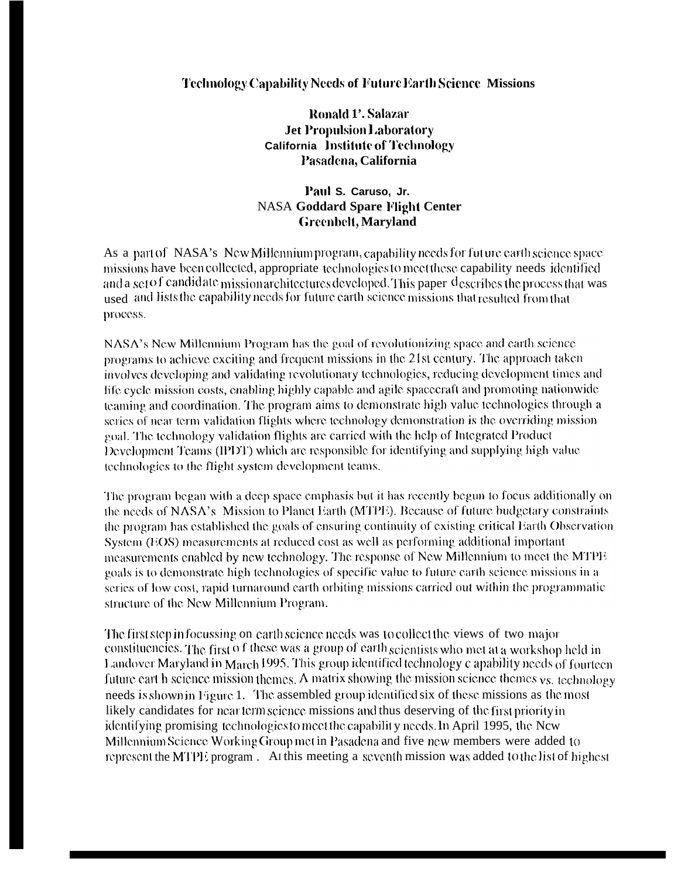# Technology Capability Needs of Future Earth Science Missions

**Ronald P. Salazar**
**Jet Propulsion Laboratory**
**California Institute of Technology**
**Pasadena, California**

**Paul S. Caruso, Jr.**
**NASA Goddard Space Flight Center**
**Greenbelt, Maryland**

As a part of NASA's New Millennium program, capability needs for future earth science space missions have been collected, appropriate technologies to meet these capability needs identified and a set of candidate mission architectures developed. This paper describes the process that was used and lists the capability needs for future earth science missions that resulted from that process.

NASA's New Millennium Program has the goal of revolutionizing space and earth science programs to achieve exciting and frequent missions in the 21st century. The approach taken involves developing and validating revolutionary technologies, reducing development times and life cycle mission costs, enabling highly capable and agile spacecraft and promoting nationwide teaming and coordination. The program aims to demonstrate high value technologies through a series of near term validation flights where technology demonstration is the overriding mission goal. The technology validation flights are carried with the help of Integrated Product Development Teams (IPDT) which are responsible for identifying and supplying high value technologies to the flight system development teams.

The program began with a deep space emphasis but it has recently begun to focus additionally on the needs of NASA's Mission to Planet Earth (MTPE). Because of future budgetary constraints the program has established the goals of ensuring continuity of existing critical Earth Observation System (EOS) measurements at reduced cost as well as performing additional important measurements enabled by new technology. The response of New Millennium to meet the MTPE goals is to demonstrate high technologies of specific value to future earth science missions in a series of low cost, rapid turnaround earth orbiting missions carried out within the programmatic structure of the New Millennium Program.

The first step in focussing on earth science needs was to collect the views of two major constituencies. The first of these was a group of earth scientists who met at a workshop held in Landover Maryland in March 1995. This group identified technology capability needs of fourteen future earth science mission themes. A matrix showing the mission science themes vs. technology needs is shown in Figure 1. The assembled group identified six of these missions as the most likely candidates for near term science missions and thus deserving of the first priority in identifying promising technologies to meet the capability needs. In April 1995, the New Millennium Science Working Group met in Pasadena and five new members were added to represent the MTPE program. At this meeting a seventh mission was added to the list of highest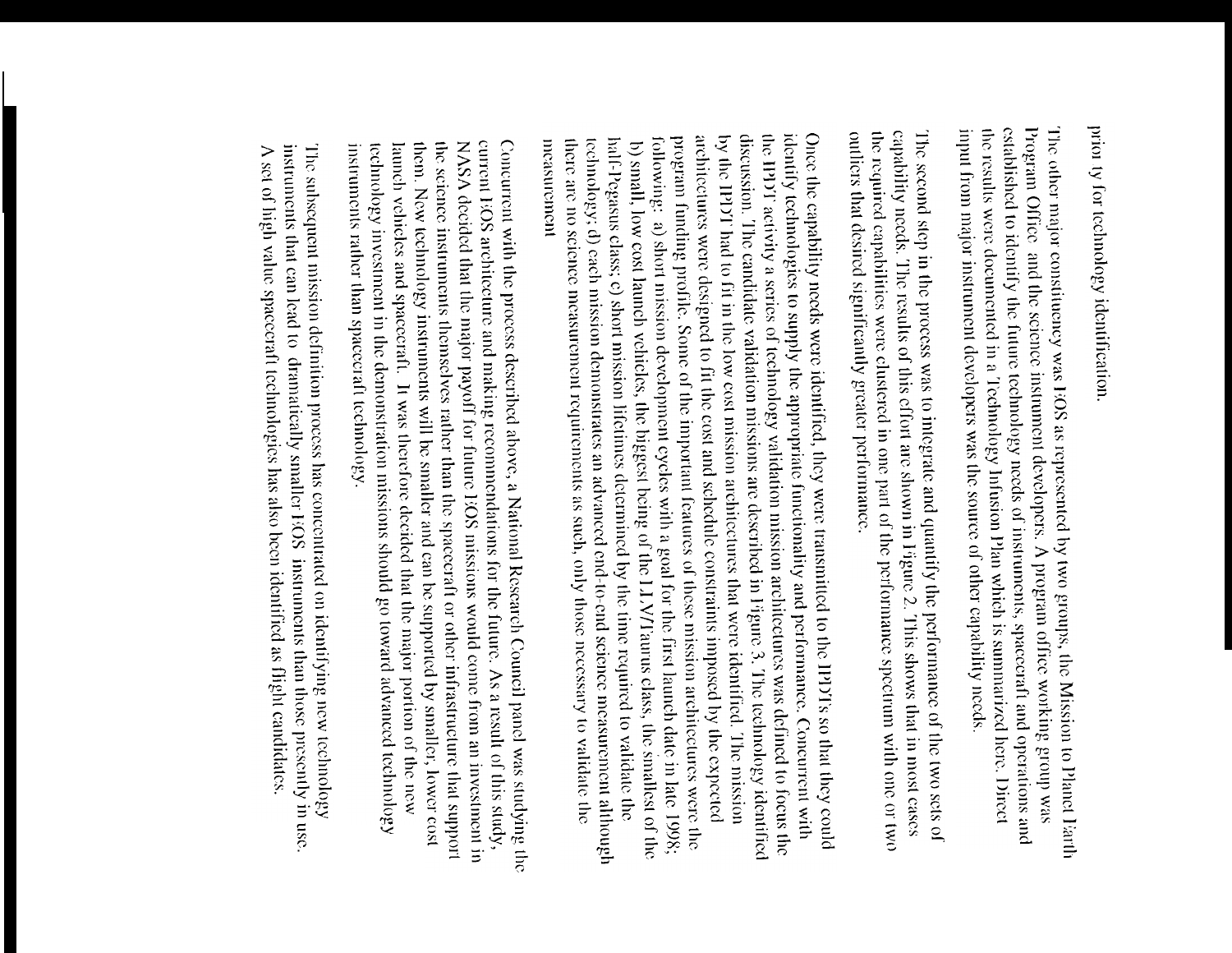priority for technology identification.

The other major constituency was EOS as represented by two groups, the Mission to Planet Earth Program Office and the science instrument developers. A program office working group was established to identify the future technology needs of instruments, spacecraft and operations and the results were documented in a Technology Infusion Plan which is summarized here. Direct input from major instrument developers was the source of other capability needs.

The second step in the process was to integrate and quantify the performance of the two sets of capability needs. The results of this effort are shown in Figure 2. This shows that in most cases the required capabilities were clustered in one part of the performance spectrum with one or two outliers that desired significantly greater performance.

Once the capability needs were identified, they were transmitted to the IPDT's so that they could identify technologies to supply the appropriate functionality and performance. Concurrent with the IPDT activity a series of technology validation mission architectures was defined to focus the discussion. The candidate validation missions are described in Figure 3. The technology identified by the IPDT had to fit in the low cost mission architectures that were identified. The mission architectures were designed to fit the cost and schedule constraints imposed by the expected program funding profile. Some of the important features of these mission architectures were the following: a) short mission development cycles with a goal for the first launch date in late 1998; b) small, low cost launch vehicles, the biggest being of the LLV/Taurus class, the smallest of the half-Pegasus class; c) short mission lifetimes determined by the time required to validate the technology; d) each mission demonstrates an advanced end-to-end science measurement although there are no science measurement requirements as such, only those necessary to validate the measurement.

Concurrent with the process described above, a National Research Council panel was studying the current EOS architecture and making recommendations for the future. As a result of this study, NASA decided that the major payoff for future EOS missions would come from an investment in the science instruments themselves rather than the spacecraft or other infrastructure that support them. New technology instruments will be smaller and can be supported by smaller, lower cost launch vehicles and spacecraft. It was therefore decided that the major portion of the new technology investment in the demonstration missions should go toward advanced technology instruments rather than spacecraft technology.

The subsequent mission definition process has concentrated on identifying new technology instruments that can lead to dramatically smaller EOS instruments than those presently in use. A set of high value spacecraft technologies has also been identified as flight candidates.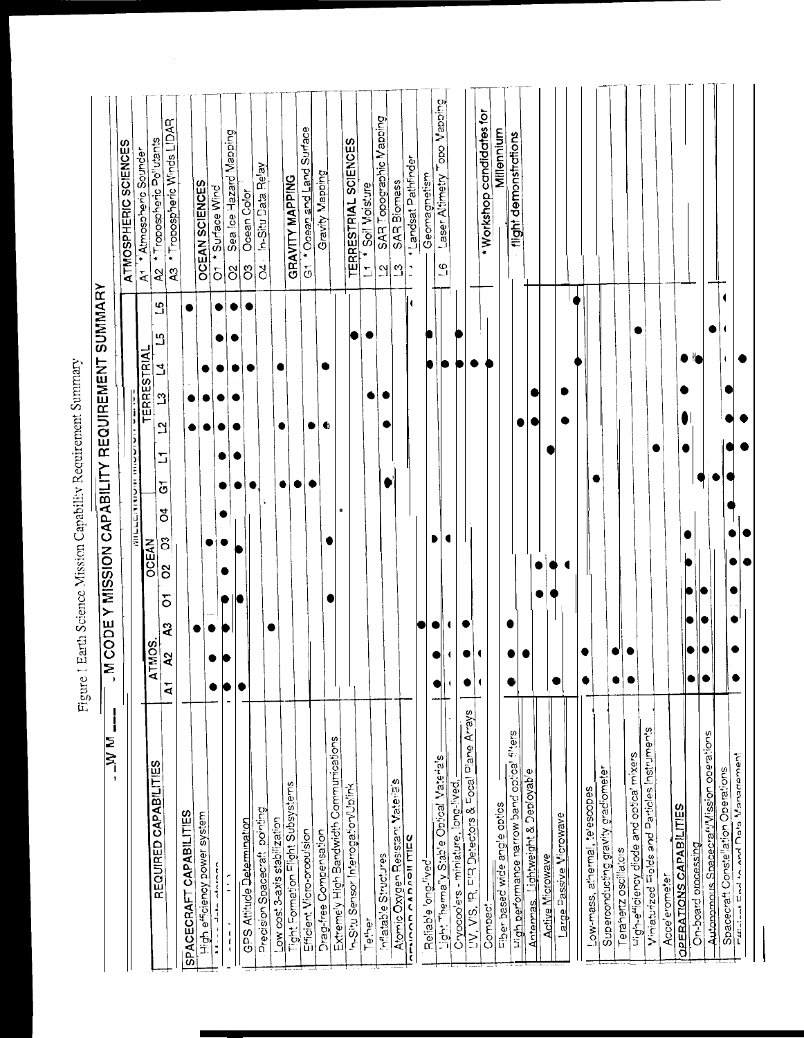Figure 1 Earth Science Mission Capability Requirement Summary

# WM — M CODE Y MISSION CAPABILITY REQUIREMENT SUMMARY

The dot assignments below are a best-effort reading of a rotated, low-resolution image. Column placement for many cells is approximate, and some row labels are partly illegible.

| REQUIRED CAPABILITIES | ATMOS. A1 | A2 | A3 | OCEAN O1 | O2 | O3 | O4 | G1 | TERRESTRIAL L1 | L2 | L3 | L4 | L5 | L6 |
|---|---|---|---|---|---|---|---|---|---|---|---|---|---|---|
| **SPACECRAFT CAPABILITIES** | | | | | | | | | | | | | | |
| High efficiency power system | ● | ● | ● | | | | | | | ● | ● | | | ● |
| Mass data storage | ● | ● | ● | ● | | ● | | | | ● | ● | ● | ● | ● |
| ... | ● | | ● | ● | ● | ● | ● | ● | ● | ● | ● | ● | ● | ● |
| GPS Attitude Determination | ● | | | ● | | ● | | ● | ● | ● | ● | ● | | ● |
| Precision Spacecraft pointing | | | ● | | | | | ● | | | | | | |
| Low cost 3-axis stabilization | | | | | | | | ● | | ● | | ● | | |
| Tight Formation Flight Subsystems | | | | | | | | ● | | | | | | |
| Efficient Micro-propulsion | | | | | | | | ● | | ● | | | | |
| Drag-free Compensation | | | | ● | | ● | | | | ● | | ● | | |
| Extremely High Bandwidth Communications | | | | | | | | | | | | | | |
| In-Situ Sensor Interrogation/Uplink | | | | | | | | | | | | | ● | |
| Tether | | | | | | | | | | | ● | | ● | |
| Inflatable Structures | | | | | | | | ● | | ● | ● | | | |
| Atomic Oxygen Resistant Materials | | | | | | | | | | | | | | |
| **SENSOR CAPABILITIES** | | | ● | | | | | | | | | | | |
| Reliable long-lived | ● | ● | ● | | | | | | | | | ● | ● | |
| Light Thermally Stable Optical Materials | ● | ● | ● | | | ● | | | | | | ● | ● | |
| Cryocoolers - miniature, long-lived | ● | ● | ● | | | | | | | | | ● | ● | |
| UV, VIS, IR, FIR Detectors & Focal Plane Arrays | ● | ● | | | | | | | | | | ● | | |
| Compact | | | | | | | | | | | | ● | | |
| Fiber based wide angle optics | ● | ● | ● | | | | | | | | | | | |
| High performance narrow band optical filters | | ● | | | | | | | | ● | | | | |
| Antennas, Lightweight & Deployable | | | | ● | ● | | | | | ● | ● | | | |
| Active Microwave | | | | ● | ● | | | | ● | | | | | |
| Large Passive Microwave | ● | | | | ● | | | | | ● | ● | | | |
| | | | | | | | | | | | | ● | | ● |
| Low-mass, athermal, telescopes | ● | ● | | | | | | ● | | | | | | |
| Superconducting gravity gradiometer | ● | ● | | | | | | | | | | | | |
| Terahertz oscillators | ● | ● | | | | | | | | | | | | |
| High-efficiency diode and optical mixers | | | | | | | | | ● | | | | ● | |
| Miniaturized Fields and Particles Instruments | | | | | | | | | | | | | | |
| Accelerometer | | | | | | | | | | | | | | |
| **OPERATIONS CAPABILITIES** | ● | ● | ● | ● | ● | ● | | | ● | ● | ● | ● | | |
| On-board processing | ● | ● | ● | ● | | | | | | | | | | |
| Autonomous Spacecraft/Mission operations | ● | | | | | | ● | ● | | | | | ● | |
| Spacecraft Constellation Operations | | ● | ● | ● | ● | ● | | ● | ● | ● | ● | | ● | |
| Efficient End to end Data Management | | | | | ● | ● | | | ● | ● | | ● | | |

**ATMOSPHERIC SCIENCES**
- A1 * Atmospheric Sounder
- A2 * Tropospheric Pollutants
- A3 * Tropospheric Winds LIDAR

**OCEAN SCIENCES**
- O1 * Surface Wind
- O2 Sea Ice Hazard Mapping
- O3 Ocean Color
- O4 In-Situ Data Relay

**GRAVITY MAPPING**
- G1 * Ocean and Land Surface Gravity Mapping

**TERRESTRIAL SCIENCES**
- L1 * Soil Moisture
- L2 SAR Topographic Mapping
- L3 SAR Biomass
- L4 * Landsat Pathfinder
- L5 Geomagnetism
- L6 Laser Altimetry Topo Mapping

* Workshop candidates for Millennium flight demonstrations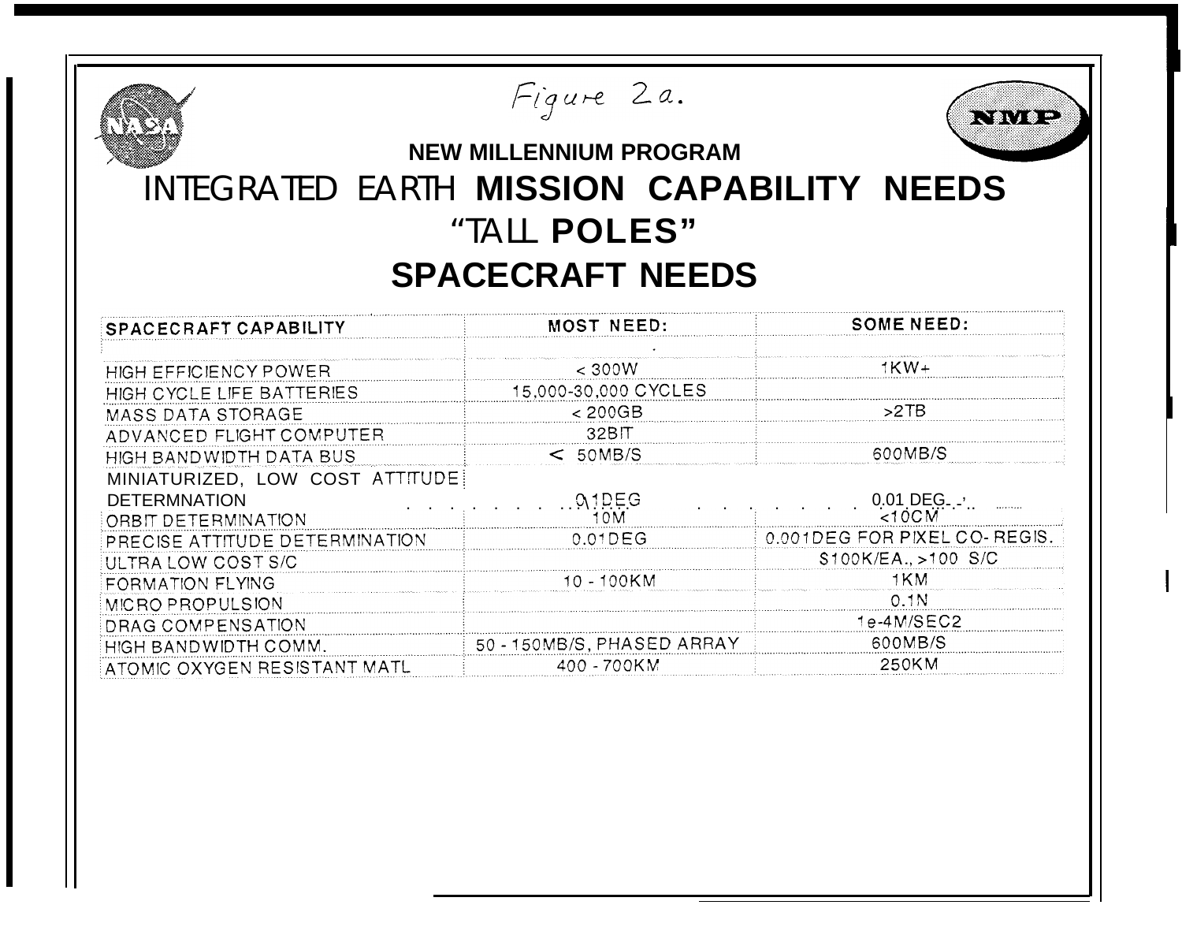Figure 2a.

NEW MILLENNIUM PROGRAM

# INTEGRATED EARTH MISSION CAPABILITY NEEDS
# "TALL POLES"
# SPACECRAFT NEEDS

| SPACECRAFT CAPABILITY | MOST NEED: | SOME NEED: |
|---|---|---|
| HIGH EFFICIENCY POWER | < 300W | 1KW+ |
| HIGH CYCLE LIFE BATTERIES | 15,000-30,000 CYCLES | |
| MASS DATA STORAGE | < 200GB | >2TB |
| ADVANCED FLIGHT COMPUTER | 32BIT | |
| HIGH BANDWIDTH DATA BUS | < 50MB/S | 600MB/S |
| MINIATURIZED, LOW COST ATTITUDE DETERMNATION | 0.1DEG | 0.01 DEG. |
| ORBIT DETERMINATION | 10M | <10CM |
| PRECISE ATTITUDE DETERMINATION | 0.01DEG | 0.001DEG FOR PIXEL CO-REGIS. |
| ULTRA LOW COST S/C | | $100K/EA., >100 S/C |
| FORMATION FLYING | 10 - 100KM | 1KM |
| MICRO PROPULSION | | 0.1N |
| DRAG COMPENSATION | | 1e-4M/SEC2 |
| HIGH BANDWIDTH COMM. | 50 - 150MB/S, PHASED ARRAY | 600MB/S |
| ATOMIC OXYGEN RESISTANT MATL | 400 - 700KM | 250KM |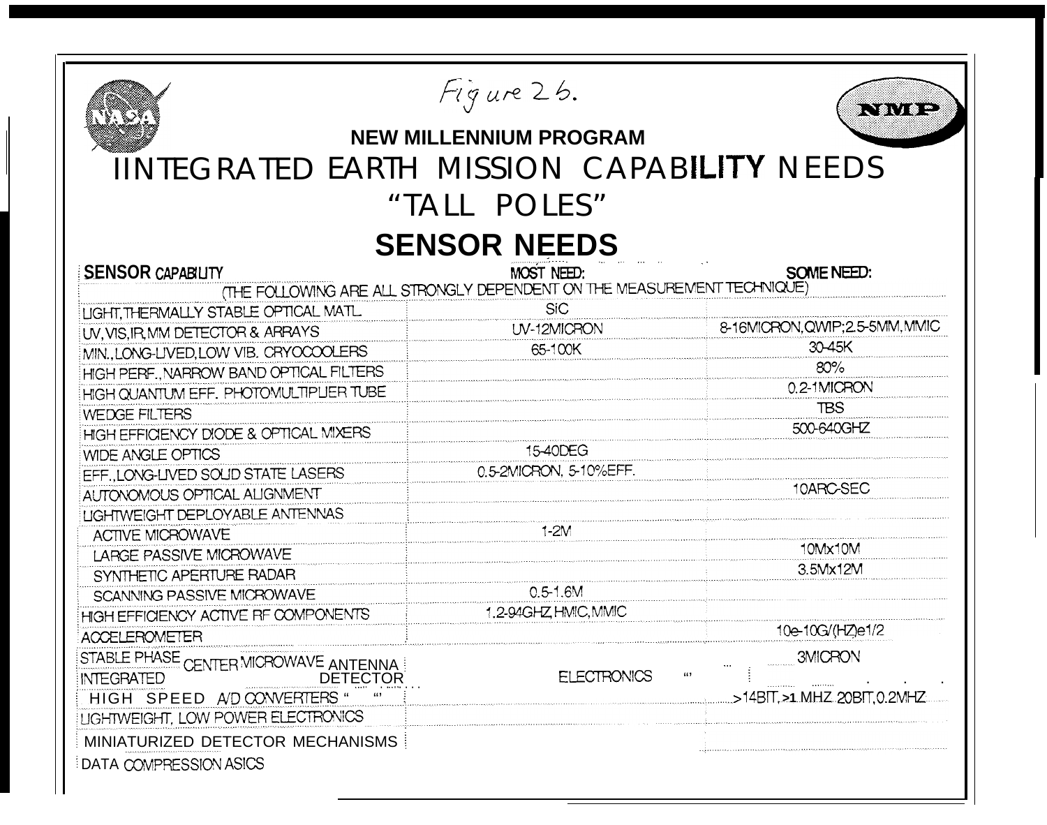Figure 2b.

## NEW MILLENNIUM PROGRAM

# IINTEGRATED EARTH MISSION CAPABILITY NEEDS

# "TALL POLES"

## SENSOR NEEDS

| SENSOR CAPABILITY | MOST NEED: | SOME NEED: |
|---|---|---|
| (THE FOLLOWING ARE ALL STRONGLY DEPENDENT ON THE MEASUREMENT TECHNIQUE) | | |
| LIGHT, THERMALLY STABLE OPTICAL MATL. | SiC | |
| UV, VIS, IR, MM DETECTOR & ARRAYS | UV-12MICRON | 8-16MICRON, QWIP; 2.5-5MM, MMIC |
| MIN., LONG-LIVED, LOW VIB. CRYOCOOLERS | 65-100K | 30-45K |
| HIGH PERF., NARROW BAND OPTICAL FILTERS | | 80% |
| HIGH QUANTUM EFF. PHOTOMULTIPLIER TUBE | | 0.2-1MICRON |
| WEDGE FILTERS | | TBS |
| HIGH EFFICIENCY DIODE & OPTICAL MIXERS | | 500-640GHZ |
| WIDE ANGLE OPTICS | 15-40DEG | |
| EFF., LONG-LIVED SOLID STATE LASERS | 0.5-2MICRON, 5-10%EFF. | |
| AUTONOMOUS OPTICAL ALIGNMENT | | 10ARC-SEC |
| LIGHTWEIGHT DEPLOYABLE ANTENNAS | | |
| ACTIVE MICROWAVE | 1-2M | |
| LARGE PASSIVE MICROWAVE | | 10Mx10M |
| SYNTHETIC APERTURE RADAR | | 3.5Mx12M |
| SCANNING PASSIVE MICROWAVE | 0.5-1.6M | |
| HIGH EFFICIENCY ACTIVE RF COMPONENTS | 1.2-94GHZ, HMIC, MMIC | |
| ACCELEROMETER | | 10e-10G/(HZ)e1/2 |
| STABLE PHASE CENTER MICROWAVE ANTENNA | | 3MICRON |
| INTEGRATED DETECTOR ELECTRONICS | | |
| HIGH SPEED A/D CONVERTERS | | >14BIT, >1 MHZ 20BIT, 0.2MHZ |
| LIGHTWEIGHT, LOW POWER ELECTRONICS | | |
| MINIATURIZED DETECTOR MECHANISMS | | |
| DATA COMPRESSION ASICS | | |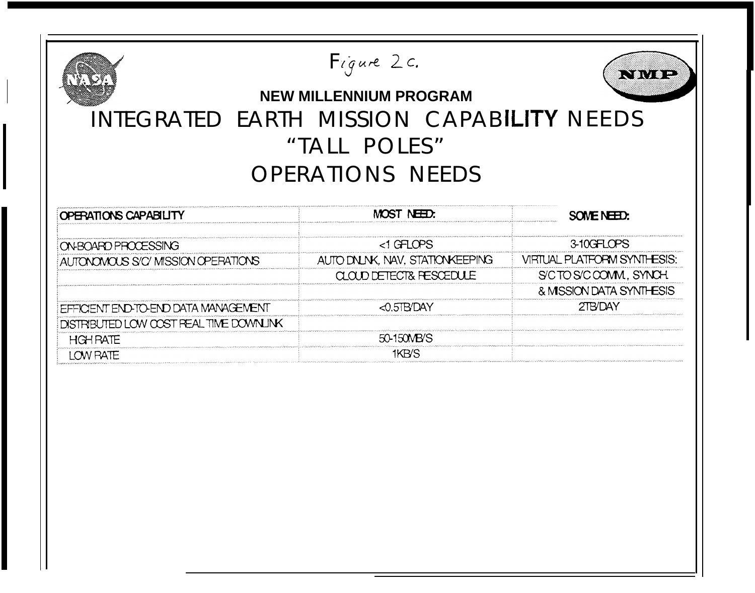Figure 2c.

**NEW MILLENNIUM PROGRAM**

# INTEGRATED EARTH MISSION CAPABILITY NEEDS "TALL POLES" OPERATIONS NEEDS

| OPERATIONS CAPABILITY | MOST NEED: | SOME NEED: |
|---|---|---|
| | | |
| ON-BOARD PROCESSING | <1 GFLOPS | 3-10GFLOPS |
| AUTONOMOUS S/C/ MISSION OPERATIONS | AUTO DNLNK, NAV, STATIONKEEPING | VIRTUAL PLATFORM SYNTHESIS: |
| | CLOUD DETECT& RESCEDULE | S/C TO S/C COMM., SYNCH. |
| | | & MISSION DATA SYNTHESIS |
| EFFICIENT END-TO-END DATA MANAGEMENT | <0.5TB/DAY | 2TB/DAY |
| DISTRIBUTED LOW COST REAL TIME DOWNLINK | | |
| HIGH RATE | 50-150MB/S | |
| LOW RATE | 1KB/S | |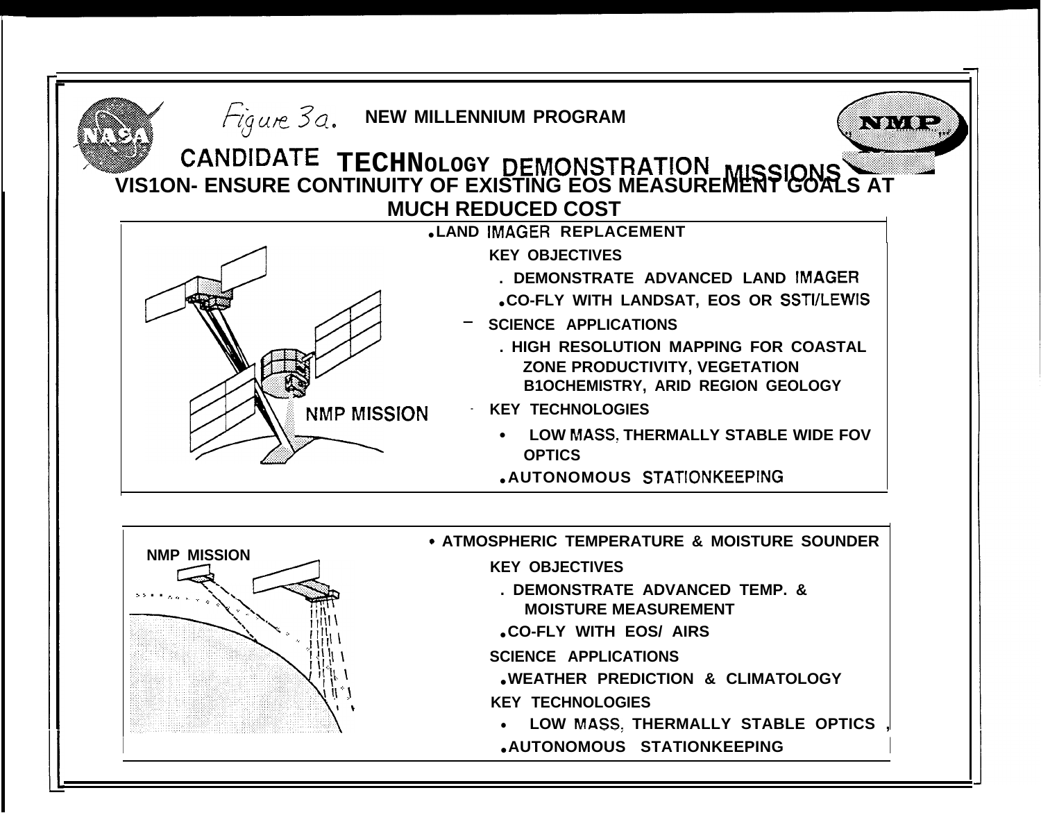*Figure 3a.* **NEW MILLENNIUM PROGRAM**

## CANDIDATE TECHNOLOGY DEMONSTRATION MISSIONS

**VISION- ENSURE CONTINUITY OF EXISTING EOS MEASUREMENT GOALS AT MUCH REDUCED COST**

NMP MISSION

- **LAND IMAGER REPLACEMENT**
  - **KEY OBJECTIVES**
    - **DEMONSTRATE ADVANCED LAND IMAGER**
    - **CO-FLY WITH LANDSAT, EOS OR SSTI/LEWIS**
  - **SCIENCE APPLICATIONS**
    - **HIGH RESOLUTION MAPPING FOR COASTAL ZONE PRODUCTIVITY, VEGETATION BIOCHEMISTRY, ARID REGION GEOLOGY**
  - **KEY TECHNOLOGIES**
    - **LOW MASS, THERMALLY STABLE WIDE FOV OPTICS**
    - **AUTONOMOUS STATIONKEEPING**

NMP MISSION

- **ATMOSPHERIC TEMPERATURE & MOISTURE SOUNDER**
  - **KEY OBJECTIVES**
    - **DEMONSTRATE ADVANCED TEMP. & MOISTURE MEASUREMENT**
    - **CO-FLY WITH EOS/ AIRS**
  - **SCIENCE APPLICATIONS**
    - **WEATHER PREDICTION & CLIMATOLOGY**
  - **KEY TECHNOLOGIES**
    - **LOW MASS, THERMALLY STABLE OPTICS**
    - **AUTONOMOUS STATIONKEEPING**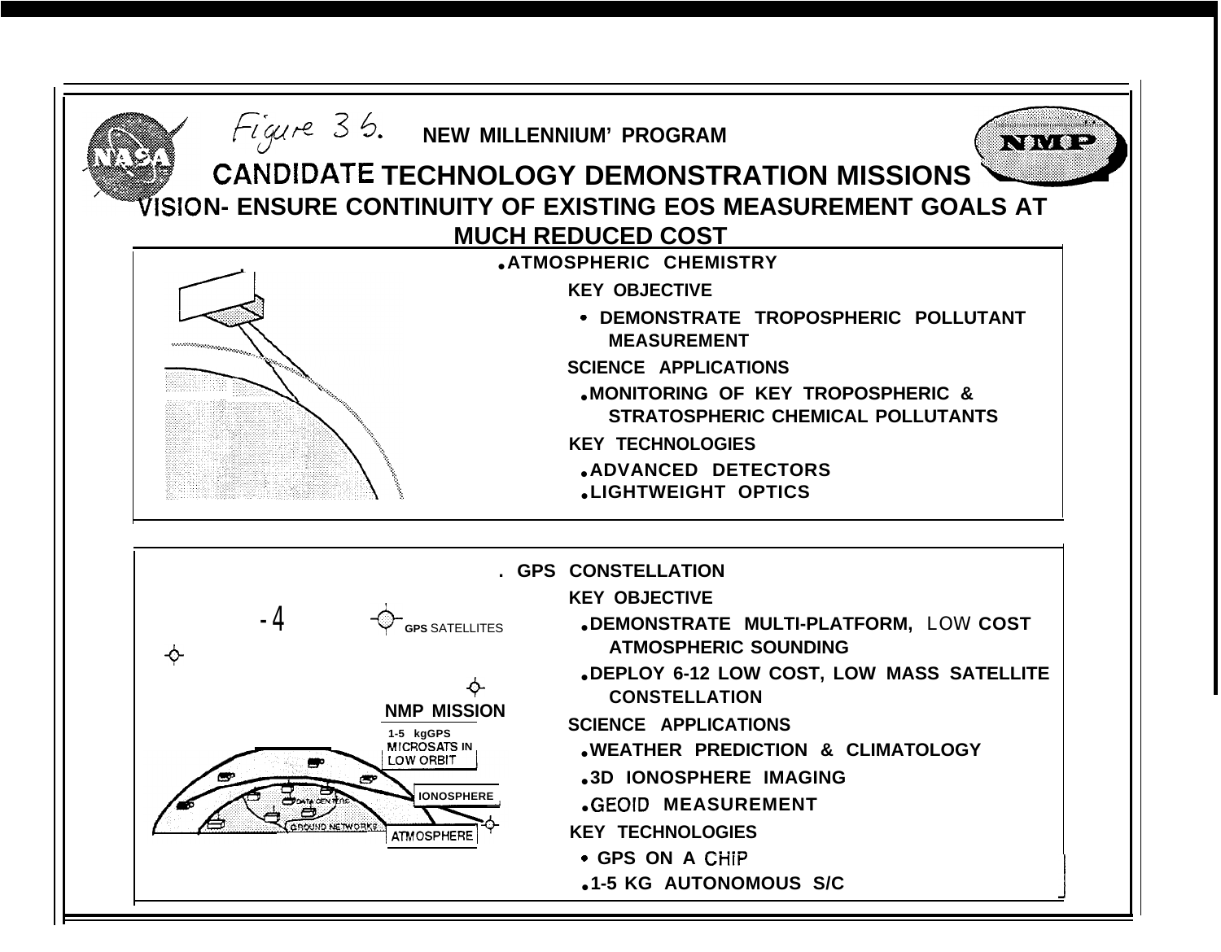Figure 3 b.

**NEW MILLENNIUM' PROGRAM**

# CANDIDATE TECHNOLOGY DEMONSTRATION MISSIONS

## VISION- ENSURE CONTINUITY OF EXISTING EOS MEASUREMENT GOALS AT MUCH REDUCED COST

- **ATMOSPHERIC CHEMISTRY**

  **KEY OBJECTIVE**
  - **DEMONSTRATE TROPOSPHERIC POLLUTANT MEASUREMENT**

  **SCIENCE APPLICATIONS**
  - **MONITORING OF KEY TROPOSPHERIC & STRATOSPHERIC CHEMICAL POLLUTANTS**

  **KEY TECHNOLOGIES**
  - **ADVANCED DETECTORS**
  - **LIGHTWEIGHT OPTICS**

GPS SATELLITES

NMP MISSION

1-5 kgGPS MICROSATS IN LOW ORBIT

IONOSPHERE

ATMOSPHERE

DATA CENTERS

GROUND NETWORKS

- **GPS CONSTELLATION**

  **KEY OBJECTIVE**
  - **DEMONSTRATE MULTI-PLATFORM, LOW COST ATMOSPHERIC SOUNDING**
  - **DEPLOY 6-12 LOW COST, LOW MASS SATELLITE CONSTELLATION**

  **SCIENCE APPLICATIONS**
  - **WEATHER PREDICTION & CLIMATOLOGY**
  - **3D IONOSPHERE IMAGING**
  - **GEOID MEASUREMENT**

  **KEY TECHNOLOGIES**
  - **GPS ON A CHIP**
  - **1-5 KG AUTONOMOUS S/C**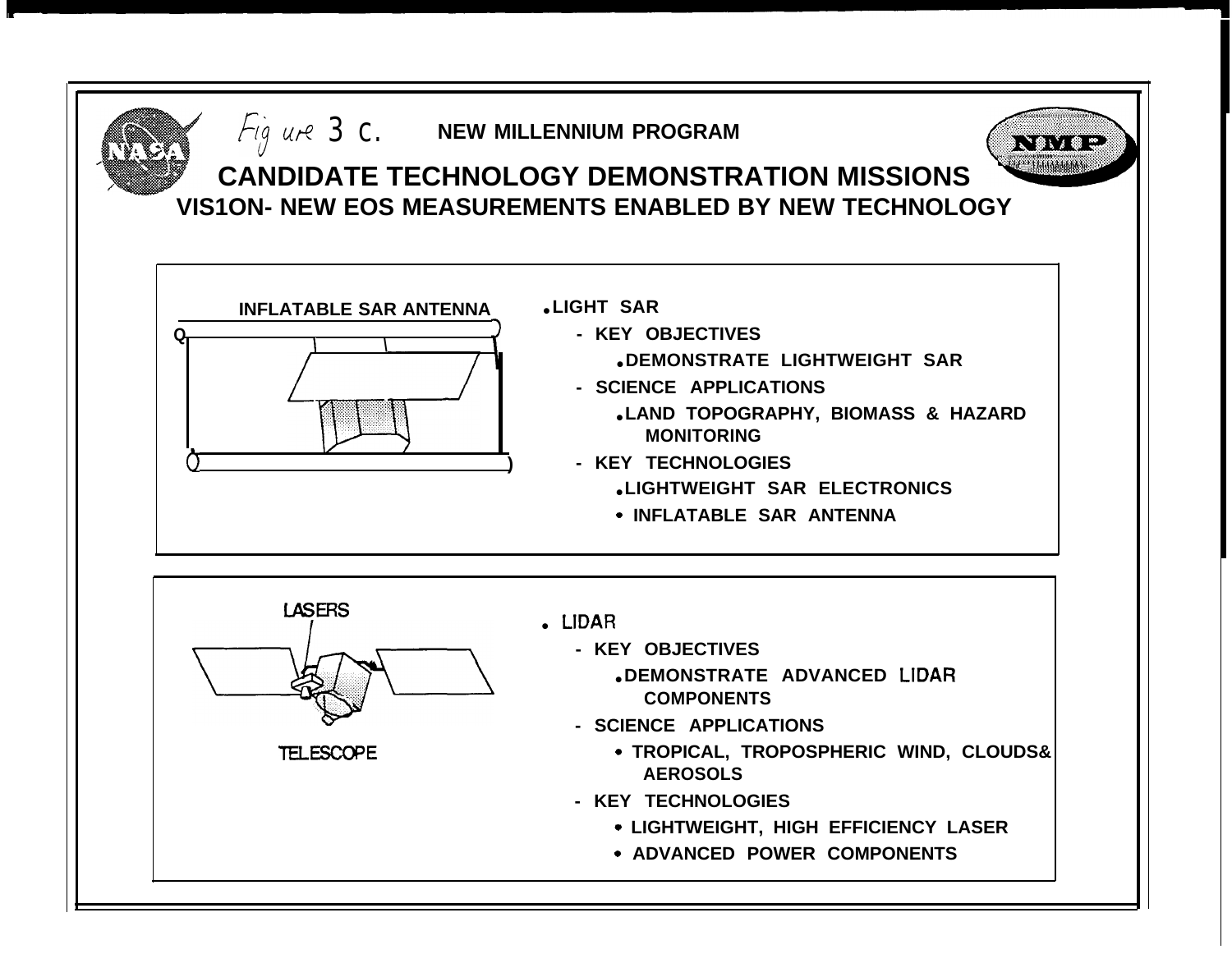Figure 3 c. NEW MILLENNIUM PROGRAM

NMP

## CANDIDATE TECHNOLOGY DEMONSTRATION MISSIONS

### VIS1ON- NEW EOS MEASUREMENTS ENABLED BY NEW TECHNOLOGY

INFLATABLE SAR ANTENNA

- **LIGHT SAR**
  - KEY OBJECTIVES
    - DEMONSTRATE LIGHTWEIGHT SAR
  - SCIENCE APPLICATIONS
    - LAND TOPOGRAPHY, BIOMASS & HAZARD MONITORING
  - KEY TECHNOLOGIES
    - LIGHTWEIGHT SAR ELECTRONICS
    - INFLATABLE SAR ANTENNA

LASERS

TELESCOPE

- **LIDAR**
  - KEY OBJECTIVES
    - DEMONSTRATE ADVANCED LIDAR COMPONENTS
  - SCIENCE APPLICATIONS
    - TROPICAL, TROPOSPHERIC WIND, CLOUDS& AEROSOLS
  - KEY TECHNOLOGIES
    - LIGHTWEIGHT, HIGH EFFICIENCY LASER
    - ADVANCED POWER COMPONENTS